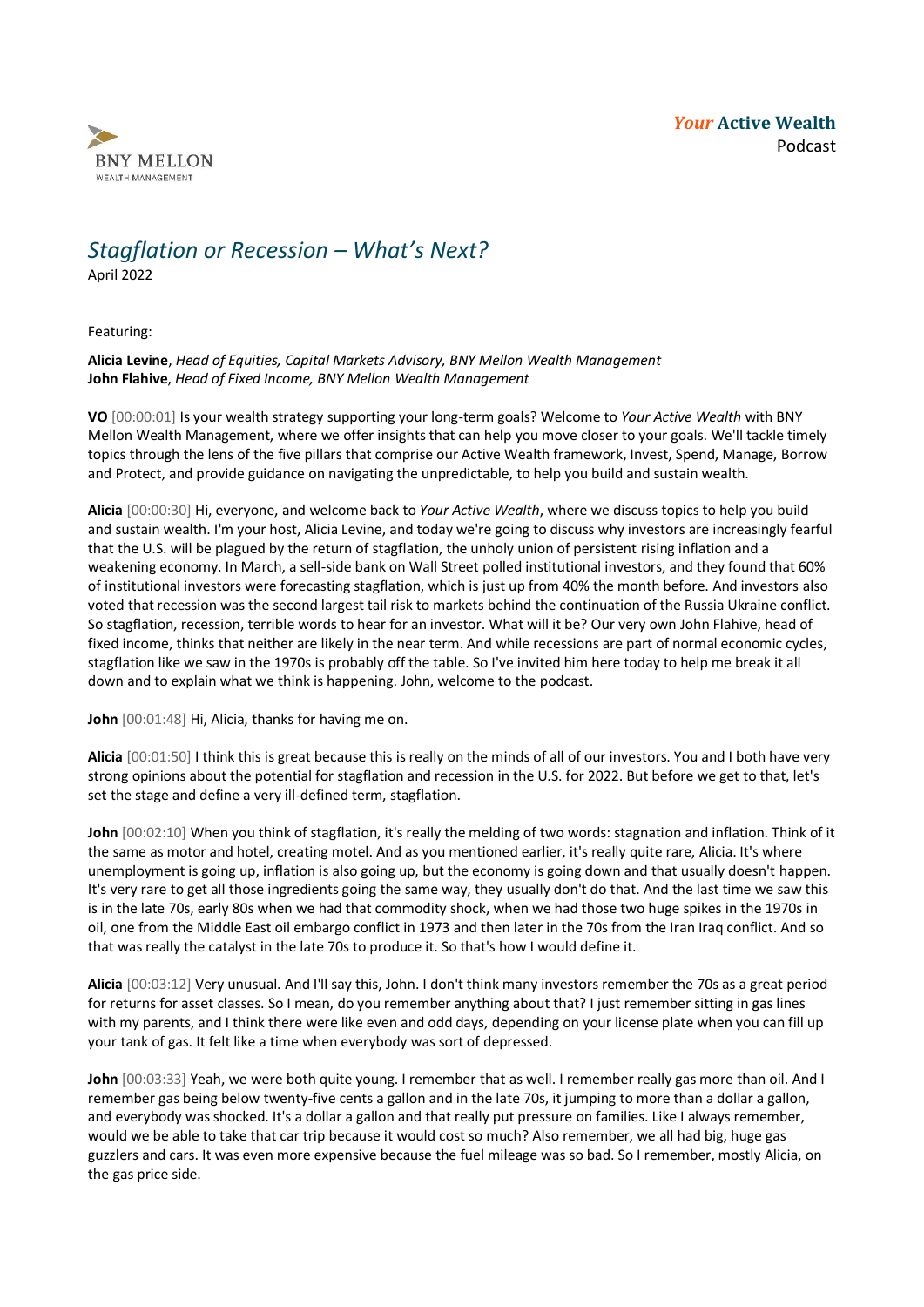BNY MELLON
WEALTH MANAGEMENT

*Your* **Active Wealth**
Podcast

# *Stagflation or Recession – What's Next?*

April 2022

Featuring:

**Alicia Levine**, *Head of Equities, Capital Markets Advisory, BNY Mellon Wealth Management*
**John Flahive**, *Head of Fixed Income, BNY Mellon Wealth Management*

**VO** [00:00:01] Is your wealth strategy supporting your long-term goals? Welcome to *Your Active Wealth* with BNY Mellon Wealth Management, where we offer insights that can help you move closer to your goals. We'll tackle timely topics through the lens of the five pillars that comprise our Active Wealth framework, Invest, Spend, Manage, Borrow and Protect, and provide guidance on navigating the unpredictable, to help you build and sustain wealth.

**Alicia** [00:00:30] Hi, everyone, and welcome back to *Your Active Wealth*, where we discuss topics to help you build and sustain wealth. I'm your host, Alicia Levine, and today we're going to discuss why investors are increasingly fearful that the U.S. will be plagued by the return of stagflation, the unholy union of persistent rising inflation and a weakening economy. In March, a sell-side bank on Wall Street polled institutional investors, and they found that 60% of institutional investors were forecasting stagflation, which is just up from 40% the month before. And investors also voted that recession was the second largest tail risk to markets behind the continuation of the Russia Ukraine conflict. So stagflation, recession, terrible words to hear for an investor. What will it be? Our very own John Flahive, head of fixed income, thinks that neither are likely in the near term. And while recessions are part of normal economic cycles, stagflation like we saw in the 1970s is probably off the table. So I've invited him here today to help me break it all down and to explain what we think is happening. John, welcome to the podcast.

**John** [00:01:48] Hi, Alicia, thanks for having me on.

**Alicia** [00:01:50] I think this is great because this is really on the minds of all of our investors. You and I both have very strong opinions about the potential for stagflation and recession in the U.S. for 2022. But before we get to that, let's set the stage and define a very ill-defined term, stagflation.

**John** [00:02:10] When you think of stagflation, it's really the melding of two words: stagnation and inflation. Think of it the same as motor and hotel, creating motel. And as you mentioned earlier, it's really quite rare, Alicia. It's where unemployment is going up, inflation is also going up, but the economy is going down and that usually doesn't happen. It's very rare to get all those ingredients going the same way, they usually don't do that. And the last time we saw this is in the late 70s, early 80s when we had that commodity shock, when we had those two huge spikes in the 1970s in oil, one from the Middle East oil embargo conflict in 1973 and then later in the 70s from the Iran Iraq conflict. And so that was really the catalyst in the late 70s to produce it. So that's how I would define it.

**Alicia** [00:03:12] Very unusual. And I'll say this, John. I don't think many investors remember the 70s as a great period for returns for asset classes. So I mean, do you remember anything about that? I just remember sitting in gas lines with my parents, and I think there were like even and odd days, depending on your license plate when you can fill up your tank of gas. It felt like a time when everybody was sort of depressed.

**John** [00:03:33] Yeah, we were both quite young. I remember that as well. I remember really gas more than oil. And I remember gas being below twenty-five cents a gallon and in the late 70s, it jumping to more than a dollar a gallon, and everybody was shocked. It's a dollar a gallon and that really put pressure on families. Like I always remember, would we be able to take that car trip because it would cost so much? Also remember, we all had big, huge gas guzzlers and cars. It was even more expensive because the fuel mileage was so bad. So I remember, mostly Alicia, on the gas price side.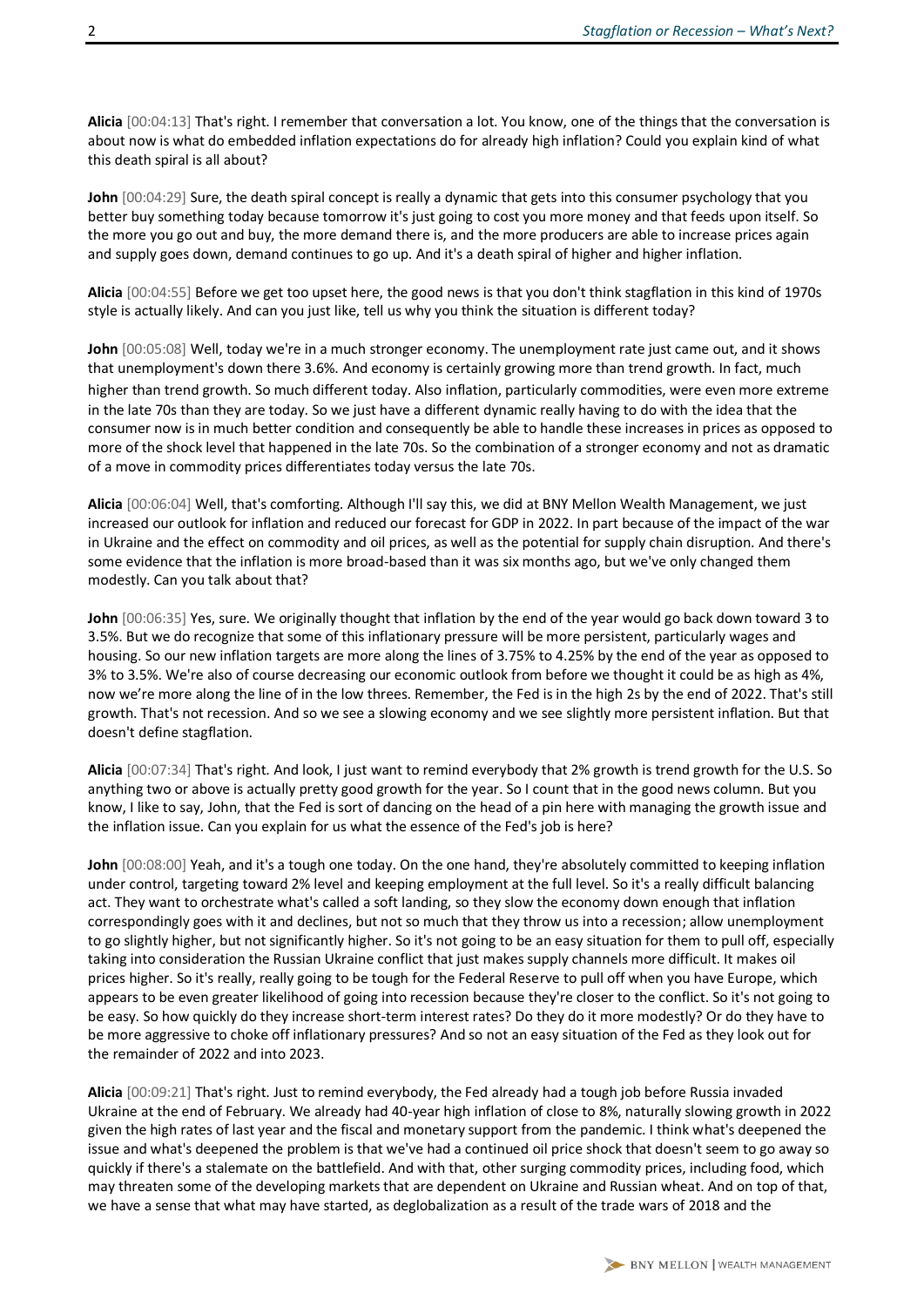**Alicia** [00:04:13] That's right. I remember that conversation a lot. You know, one of the things that the conversation is about now is what do embedded inflation expectations do for already high inflation? Could you explain kind of what this death spiral is all about?

**John** [00:04:29] Sure, the death spiral concept is really a dynamic that gets into this consumer psychology that you better buy something today because tomorrow it's just going to cost you more money and that feeds upon itself. So the more you go out and buy, the more demand there is, and the more producers are able to increase prices again and supply goes down, demand continues to go up. And it's a death spiral of higher and higher inflation.

**Alicia** [00:04:55] Before we get too upset here, the good news is that you don't think stagflation in this kind of 1970s style is actually likely. And can you just like, tell us why you think the situation is different today?

**John** [00:05:08] Well, today we're in a much stronger economy. The unemployment rate just came out, and it shows that unemployment's down there 3.6%. And economy is certainly growing more than trend growth. In fact, much higher than trend growth. So much different today. Also inflation, particularly commodities, were even more extreme in the late 70s than they are today. So we just have a different dynamic really having to do with the idea that the consumer now is in much better condition and consequently be able to handle these increases in prices as opposed to more of the shock level that happened in the late 70s. So the combination of a stronger economy and not as dramatic of a move in commodity prices differentiates today versus the late 70s.

**Alicia** [00:06:04] Well, that's comforting. Although I'll say this, we did at BNY Mellon Wealth Management, we just increased our outlook for inflation and reduced our forecast for GDP in 2022. In part because of the impact of the war in Ukraine and the effect on commodity and oil prices, as well as the potential for supply chain disruption. And there's some evidence that the inflation is more broad-based than it was six months ago, but we've only changed them modestly. Can you talk about that?

**John** [00:06:35] Yes, sure. We originally thought that inflation by the end of the year would go back down toward 3 to 3.5%. But we do recognize that some of this inflationary pressure will be more persistent, particularly wages and housing. So our new inflation targets are more along the lines of 3.75% to 4.25% by the end of the year as opposed to 3% to 3.5%. We're also of course decreasing our economic outlook from before we thought it could be as high as 4%, now we're more along the line of in the low threes. Remember, the Fed is in the high 2s by the end of 2022. That's still growth. That's not recession. And so we see a slowing economy and we see slightly more persistent inflation. But that doesn't define stagflation.

**Alicia** [00:07:34] That's right. And look, I just want to remind everybody that 2% growth is trend growth for the U.S. So anything two or above is actually pretty good growth for the year. So I count that in the good news column. But you know, I like to say, John, that the Fed is sort of dancing on the head of a pin here with managing the growth issue and the inflation issue. Can you explain for us what the essence of the Fed's job is here?

**John** [00:08:00] Yeah, and it's a tough one today. On the one hand, they're absolutely committed to keeping inflation under control, targeting toward 2% level and keeping employment at the full level. So it's a really difficult balancing act. They want to orchestrate what's called a soft landing, so they slow the economy down enough that inflation correspondingly goes with it and declines, but not so much that they throw us into a recession; allow unemployment to go slightly higher, but not significantly higher. So it's not going to be an easy situation for them to pull off, especially taking into consideration the Russian Ukraine conflict that just makes supply channels more difficult. It makes oil prices higher. So it's really, really going to be tough for the Federal Reserve to pull off when you have Europe, which appears to be even greater likelihood of going into recession because they're closer to the conflict. So it's not going to be easy. So how quickly do they increase short-term interest rates? Do they do it more modestly? Or do they have to be more aggressive to choke off inflationary pressures? And so not an easy situation of the Fed as they look out for the remainder of 2022 and into 2023.

**Alicia** [00:09:21] That's right. Just to remind everybody, the Fed already had a tough job before Russia invaded Ukraine at the end of February. We already had 40-year high inflation of close to 8%, naturally slowing growth in 2022 given the high rates of last year and the fiscal and monetary support from the pandemic. I think what's deepened the issue and what's deepened the problem is that we've had a continued oil price shock that doesn't seem to go away so quickly if there's a stalemate on the battlefield. And with that, other surging commodity prices, including food, which may threaten some of the developing markets that are dependent on Ukraine and Russian wheat. And on top of that, we have a sense that what may have started, as deglobalization as a result of the trade wars of 2018 and the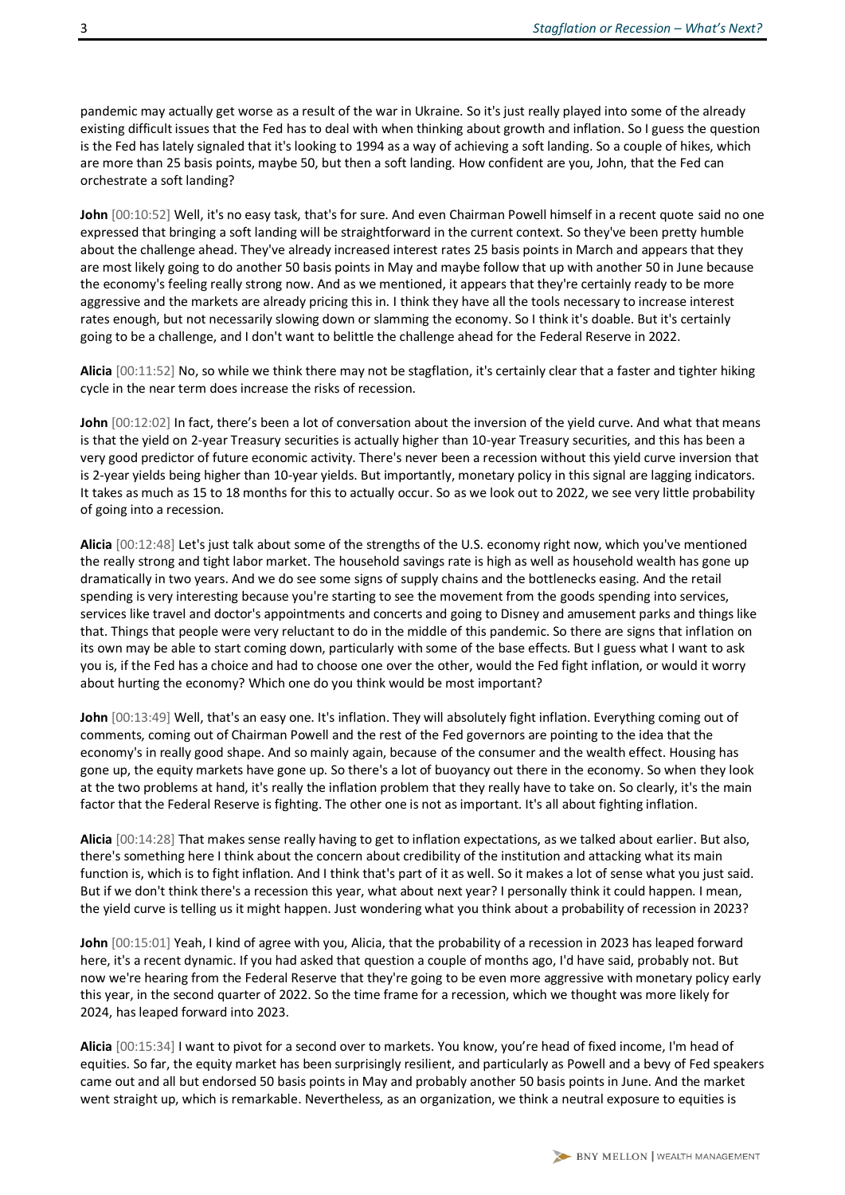pandemic may actually get worse as a result of the war in Ukraine. So it's just really played into some of the already existing difficult issues that the Fed has to deal with when thinking about growth and inflation. So I guess the question is the Fed has lately signaled that it's looking to 1994 as a way of achieving a soft landing. So a couple of hikes, which are more than 25 basis points, maybe 50, but then a soft landing. How confident are you, John, that the Fed can orchestrate a soft landing?

**John** [00:10:52] Well, it's no easy task, that's for sure. And even Chairman Powell himself in a recent quote said no one expressed that bringing a soft landing will be straightforward in the current context. So they've been pretty humble about the challenge ahead. They've already increased interest rates 25 basis points in March and appears that they are most likely going to do another 50 basis points in May and maybe follow that up with another 50 in June because the economy's feeling really strong now. And as we mentioned, it appears that they're certainly ready to be more aggressive and the markets are already pricing this in. I think they have all the tools necessary to increase interest rates enough, but not necessarily slowing down or slamming the economy. So I think it's doable. But it's certainly going to be a challenge, and I don't want to belittle the challenge ahead for the Federal Reserve in 2022.

**Alicia** [00:11:52] No, so while we think there may not be stagflation, it's certainly clear that a faster and tighter hiking cycle in the near term does increase the risks of recession.

**John** [00:12:02] In fact, there's been a lot of conversation about the inversion of the yield curve. And what that means is that the yield on 2-year Treasury securities is actually higher than 10-year Treasury securities, and this has been a very good predictor of future economic activity. There's never been a recession without this yield curve inversion that is 2-year yields being higher than 10-year yields. But importantly, monetary policy in this signal are lagging indicators. It takes as much as 15 to 18 months for this to actually occur. So as we look out to 2022, we see very little probability of going into a recession.

**Alicia** [00:12:48] Let's just talk about some of the strengths of the U.S. economy right now, which you've mentioned the really strong and tight labor market. The household savings rate is high as well as household wealth has gone up dramatically in two years. And we do see some signs of supply chains and the bottlenecks easing. And the retail spending is very interesting because you're starting to see the movement from the goods spending into services, services like travel and doctor's appointments and concerts and going to Disney and amusement parks and things like that. Things that people were very reluctant to do in the middle of this pandemic. So there are signs that inflation on its own may be able to start coming down, particularly with some of the base effects. But I guess what I want to ask you is, if the Fed has a choice and had to choose one over the other, would the Fed fight inflation, or would it worry about hurting the economy? Which one do you think would be most important?

**John** [00:13:49] Well, that's an easy one. It's inflation. They will absolutely fight inflation. Everything coming out of comments, coming out of Chairman Powell and the rest of the Fed governors are pointing to the idea that the economy's in really good shape. And so mainly again, because of the consumer and the wealth effect. Housing has gone up, the equity markets have gone up. So there's a lot of buoyancy out there in the economy. So when they look at the two problems at hand, it's really the inflation problem that they really have to take on. So clearly, it's the main factor that the Federal Reserve is fighting. The other one is not as important. It's all about fighting inflation.

**Alicia** [00:14:28] That makes sense really having to get to inflation expectations, as we talked about earlier. But also, there's something here I think about the concern about credibility of the institution and attacking what its main function is, which is to fight inflation. And I think that's part of it as well. So it makes a lot of sense what you just said. But if we don't think there's a recession this year, what about next year? I personally think it could happen. I mean, the yield curve is telling us it might happen. Just wondering what you think about a probability of recession in 2023?

**John** [00:15:01] Yeah, I kind of agree with you, Alicia, that the probability of a recession in 2023 has leaped forward here, it's a recent dynamic. If you had asked that question a couple of months ago, I'd have said, probably not. But now we're hearing from the Federal Reserve that they're going to be even more aggressive with monetary policy early this year, in the second quarter of 2022. So the time frame for a recession, which we thought was more likely for 2024, has leaped forward into 2023.

**Alicia** [00:15:34] I want to pivot for a second over to markets. You know, you're head of fixed income, I'm head of equities. So far, the equity market has been surprisingly resilient, and particularly as Powell and a bevy of Fed speakers came out and all but endorsed 50 basis points in May and probably another 50 basis points in June. And the market went straight up, which is remarkable. Nevertheless, as an organization, we think a neutral exposure to equities is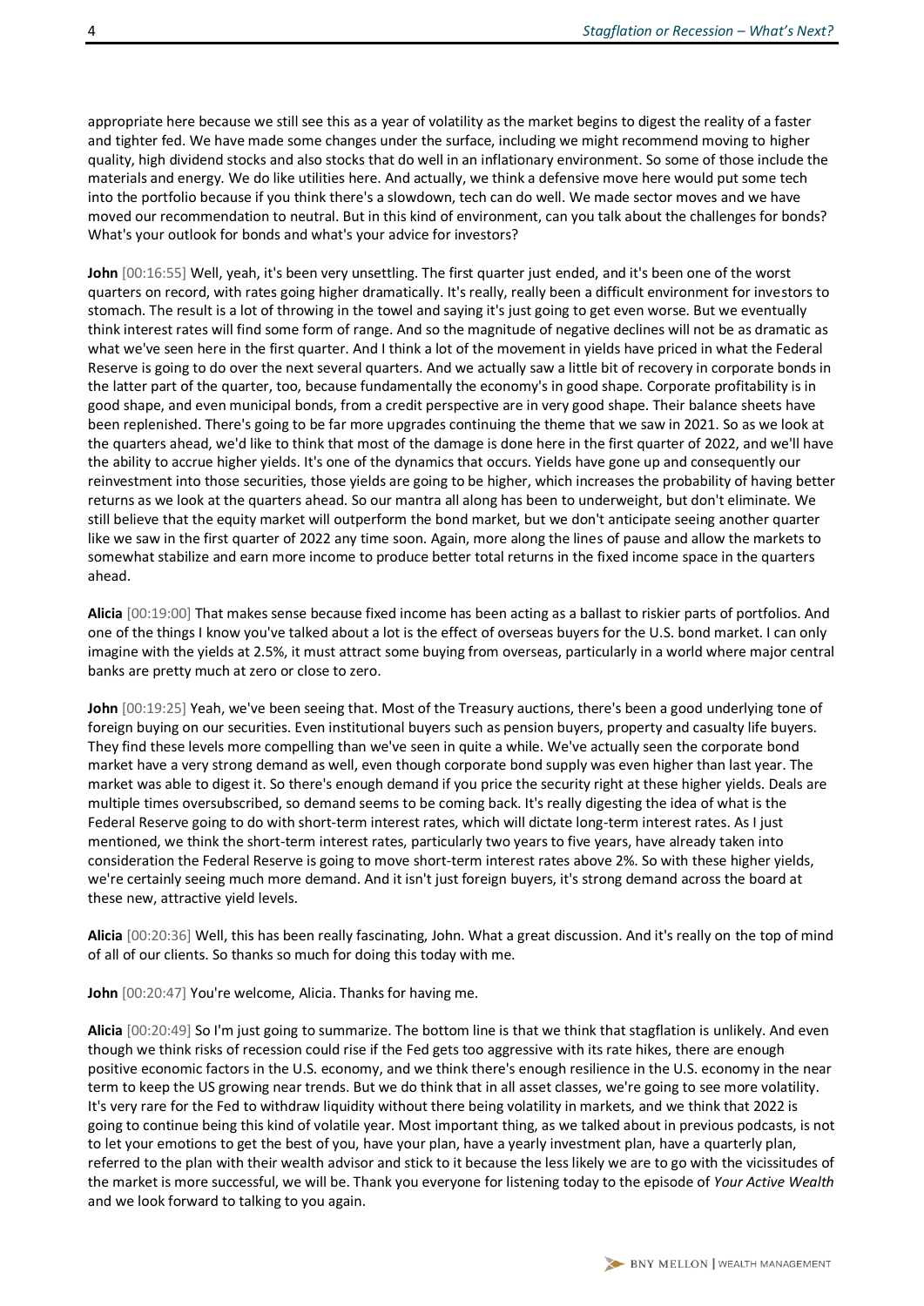appropriate here because we still see this as a year of volatility as the market begins to digest the reality of a faster and tighter fed. We have made some changes under the surface, including we might recommend moving to higher quality, high dividend stocks and also stocks that do well in an inflationary environment. So some of those include the materials and energy. We do like utilities here. And actually, we think a defensive move here would put some tech into the portfolio because if you think there's a slowdown, tech can do well. We made sector moves and we have moved our recommendation to neutral. But in this kind of environment, can you talk about the challenges for bonds? What's your outlook for bonds and what's your advice for investors?

**John** [00:16:55] Well, yeah, it's been very unsettling. The first quarter just ended, and it's been one of the worst quarters on record, with rates going higher dramatically. It's really, really been a difficult environment for investors to stomach. The result is a lot of throwing in the towel and saying it's just going to get even worse. But we eventually think interest rates will find some form of range. And so the magnitude of negative declines will not be as dramatic as what we've seen here in the first quarter. And I think a lot of the movement in yields have priced in what the Federal Reserve is going to do over the next several quarters. And we actually saw a little bit of recovery in corporate bonds in the latter part of the quarter, too, because fundamentally the economy's in good shape. Corporate profitability is in good shape, and even municipal bonds, from a credit perspective are in very good shape. Their balance sheets have been replenished. There's going to be far more upgrades continuing the theme that we saw in 2021. So as we look at the quarters ahead, we'd like to think that most of the damage is done here in the first quarter of 2022, and we'll have the ability to accrue higher yields. It's one of the dynamics that occurs. Yields have gone up and consequently our reinvestment into those securities, those yields are going to be higher, which increases the probability of having better returns as we look at the quarters ahead. So our mantra all along has been to underweight, but don't eliminate. We still believe that the equity market will outperform the bond market, but we don't anticipate seeing another quarter like we saw in the first quarter of 2022 any time soon. Again, more along the lines of pause and allow the markets to somewhat stabilize and earn more income to produce better total returns in the fixed income space in the quarters ahead.

**Alicia** [00:19:00] That makes sense because fixed income has been acting as a ballast to riskier parts of portfolios. And one of the things I know you've talked about a lot is the effect of overseas buyers for the U.S. bond market. I can only imagine with the yields at 2.5%, it must attract some buying from overseas, particularly in a world where major central banks are pretty much at zero or close to zero.

**John** [00:19:25] Yeah, we've been seeing that. Most of the Treasury auctions, there's been a good underlying tone of foreign buying on our securities. Even institutional buyers such as pension buyers, property and casualty life buyers. They find these levels more compelling than we've seen in quite a while. We've actually seen the corporate bond market have a very strong demand as well, even though corporate bond supply was even higher than last year. The market was able to digest it. So there's enough demand if you price the security right at these higher yields. Deals are multiple times oversubscribed, so demand seems to be coming back. It's really digesting the idea of what is the Federal Reserve going to do with short-term interest rates, which will dictate long-term interest rates. As I just mentioned, we think the short-term interest rates, particularly two years to five years, have already taken into consideration the Federal Reserve is going to move short-term interest rates above 2%. So with these higher yields, we're certainly seeing much more demand. And it isn't just foreign buyers, it's strong demand across the board at these new, attractive yield levels.

**Alicia** [00:20:36] Well, this has been really fascinating, John. What a great discussion. And it's really on the top of mind of all of our clients. So thanks so much for doing this today with me.

**John** [00:20:47] You're welcome, Alicia. Thanks for having me.

**Alicia** [00:20:49] So I'm just going to summarize. The bottom line is that we think that stagflation is unlikely. And even though we think risks of recession could rise if the Fed gets too aggressive with its rate hikes, there are enough positive economic factors in the U.S. economy, and we think there's enough resilience in the U.S. economy in the near term to keep the US growing near trends. But we do think that in all asset classes, we're going to see more volatility. It's very rare for the Fed to withdraw liquidity without there being volatility in markets, and we think that 2022 is going to continue being this kind of volatile year. Most important thing, as we talked about in previous podcasts, is not to let your emotions to get the best of you, have your plan, have a yearly investment plan, have a quarterly plan, referred to the plan with their wealth advisor and stick to it because the less likely we are to go with the vicissitudes of the market is more successful, we will be. Thank you everyone for listening today to the episode of *Your Active Wealth* and we look forward to talking to you again.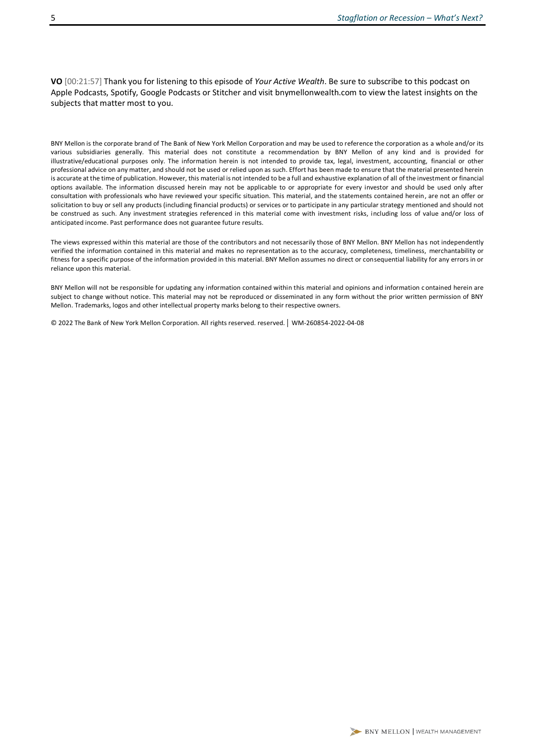**VO** [00:21:57] Thank you for listening to this episode of *Your Active Wealth*. Be sure to subscribe to this podcast on Apple Podcasts, Spotify, Google Podcasts or Stitcher and visit bnymellonwealth.com to view the latest insights on the subjects that matter most to you.

BNY Mellon is the corporate brand of The Bank of New York Mellon Corporation and may be used to reference the corporation as a whole and/or its various subsidiaries generally. This material does not constitute a recommendation by BNY Mellon of any kind and is provided for illustrative/educational purposes only. The information herein is not intended to provide tax, legal, investment, accounting, financial or other professional advice on any matter, and should not be used or relied upon as such. Effort has been made to ensure that the material presented herein is accurate at the time of publication. However, this material is not intended to be a full and exhaustive explanation of all of the investment or financial options available. The information discussed herein may not be applicable to or appropriate for every investor and should be used only after consultation with professionals who have reviewed your specific situation. This material, and the statements contained herein, are not an offer or solicitation to buy or sell any products (including financial products) or services or to participate in any particular strategy mentioned and should not be construed as such. Any investment strategies referenced in this material come with investment risks, including loss of value and/or loss of anticipated income. Past performance does not guarantee future results.

The views expressed within this material are those of the contributors and not necessarily those of BNY Mellon. BNY Mellon has not independently verified the information contained in this material and makes no representation as to the accuracy, completeness, timeliness, merchantability or fitness for a specific purpose of the information provided in this material. BNY Mellon assumes no direct or consequential liability for any errors in or reliance upon this material.

BNY Mellon will not be responsible for updating any information contained within this material and opinions and information contained herein are subject to change without notice. This material may not be reproduced or disseminated in any form without the prior written permission of BNY Mellon. Trademarks, logos and other intellectual property marks belong to their respective owners.

© 2022 The Bank of New York Mellon Corporation. All rights reserved. reserved. │ WM-260854-2022-04-08